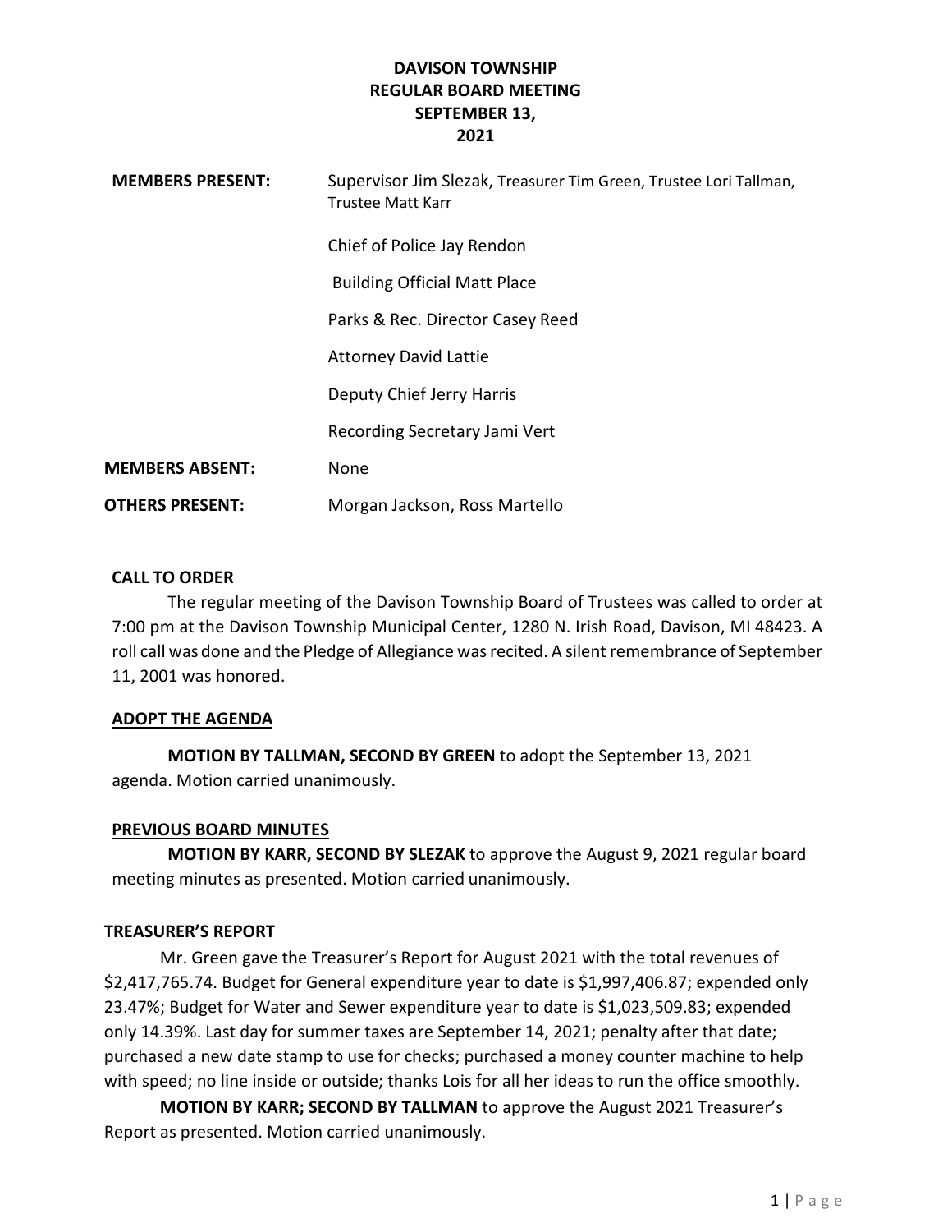# DAVISON TOWNSHIP
## REGULAR BOARD MEETING
## SEPTEMBER 13, 2021

**MEMBERS PRESENT:** Supervisor Jim Slezak, Treasurer Tim Green, Trustee Lori Tallman, Trustee Matt Karr

Chief of Police Jay Rendon

Building Official Matt Place

Parks & Rec. Director Casey Reed

Attorney David Lattie

Deputy Chief Jerry Harris

Recording Secretary Jami Vert

**MEMBERS ABSENT:** None

**OTHERS PRESENT:** Morgan Jackson, Ross Martello

### CALL TO ORDER

The regular meeting of the Davison Township Board of Trustees was called to order at 7:00 pm at the Davison Township Municipal Center, 1280 N. Irish Road, Davison, MI 48423. A roll call was done and the Pledge of Allegiance was recited. A silent remembrance of September 11, 2001 was honored.

### ADOPT THE AGENDA

**MOTION BY TALLMAN, SECOND BY GREEN** to adopt the September 13, 2021 agenda. Motion carried unanimously.

### PREVIOUS BOARD MINUTES

**MOTION BY KARR, SECOND BY SLEZAK** to approve the August 9, 2021 regular board meeting minutes as presented. Motion carried unanimously.

### TREASURER'S REPORT

Mr. Green gave the Treasurer's Report for August 2021 with the total revenues of $2,417,765.74. Budget for General expenditure year to date is $1,997,406.87; expended only 23.47%; Budget for Water and Sewer expenditure year to date is $1,023,509.83; expended only 14.39%. Last day for summer taxes are September 14, 2021; penalty after that date; purchased a new date stamp to use for checks; purchased a money counter machine to help with speed; no line inside or outside; thanks Lois for all her ideas to run the office smoothly.

**MOTION BY KARR; SECOND BY TALLMAN** to approve the August 2021 Treasurer's Report as presented. Motion carried unanimously.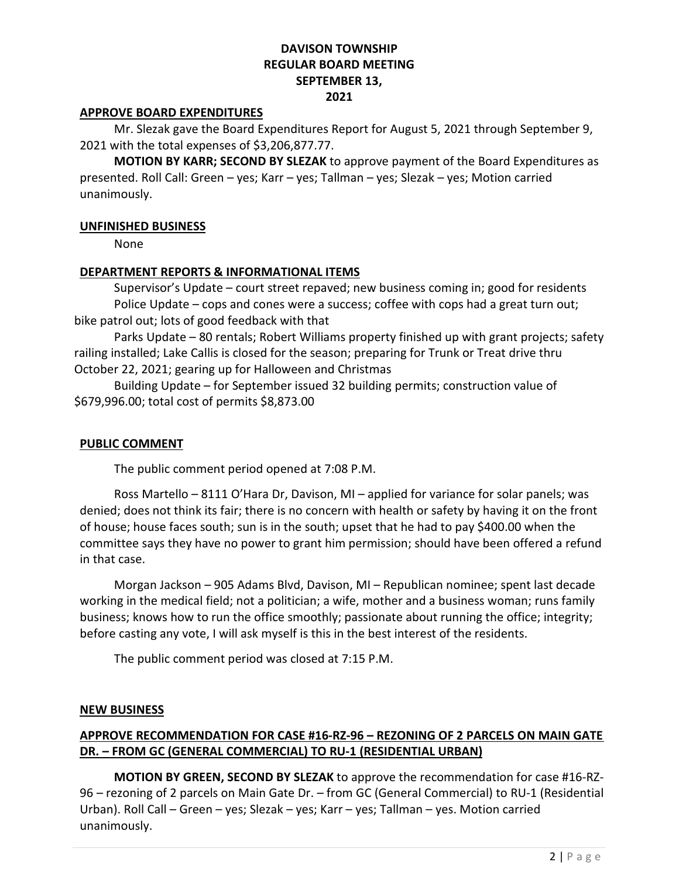**DAVISON TOWNSHIP**
**REGULAR BOARD MEETING**
**SEPTEMBER 13,**
**2021**

## APPROVE BOARD EXPENDITURES

Mr. Slezak gave the Board Expenditures Report for August 5, 2021 through September 9, 2021 with the total expenses of $3,206,877.77.

**MOTION BY KARR; SECOND BY SLEZAK** to approve payment of the Board Expenditures as presented. Roll Call: Green – yes; Karr – yes; Tallman – yes; Slezak – yes; Motion carried unanimously.

## UNFINISHED BUSINESS

None

## DEPARTMENT REPORTS & INFORMATIONAL ITEMS

Supervisor's Update – court street repaved; new business coming in; good for residents

Police Update – cops and cones were a success; coffee with cops had a great turn out; bike patrol out; lots of good feedback with that

Parks Update – 80 rentals; Robert Williams property finished up with grant projects; safety railing installed; Lake Callis is closed for the season; preparing for Trunk or Treat drive thru October 22, 2021; gearing up for Halloween and Christmas

Building Update – for September issued 32 building permits; construction value of $679,996.00; total cost of permits $8,873.00

## PUBLIC COMMENT

The public comment period opened at 7:08 P.M.

Ross Martello – 8111 O'Hara Dr, Davison, MI – applied for variance for solar panels; was denied; does not think its fair; there is no concern with health or safety by having it on the front of house; house faces south; sun is in the south; upset that he had to pay $400.00 when the committee says they have no power to grant him permission; should have been offered a refund in that case.

Morgan Jackson – 905 Adams Blvd, Davison, MI – Republican nominee; spent last decade working in the medical field; not a politician; a wife, mother and a business woman; runs family business; knows how to run the office smoothly; passionate about running the office; integrity; before casting any vote, I will ask myself is this in the best interest of the residents.

The public comment period was closed at 7:15 P.M.

## NEW BUSINESS

### APPROVE RECOMMENDATION FOR CASE #16-RZ-96 – REZONING OF 2 PARCELS ON MAIN GATE DR. – FROM GC (GENERAL COMMERCIAL) TO RU-1 (RESIDENTIAL URBAN)

**MOTION BY GREEN, SECOND BY SLEZAK** to approve the recommendation for case #16-RZ-96 – rezoning of 2 parcels on Main Gate Dr. – from GC (General Commercial) to RU-1 (Residential Urban). Roll Call – Green – yes; Slezak – yes; Karr – yes; Tallman – yes. Motion carried unanimously.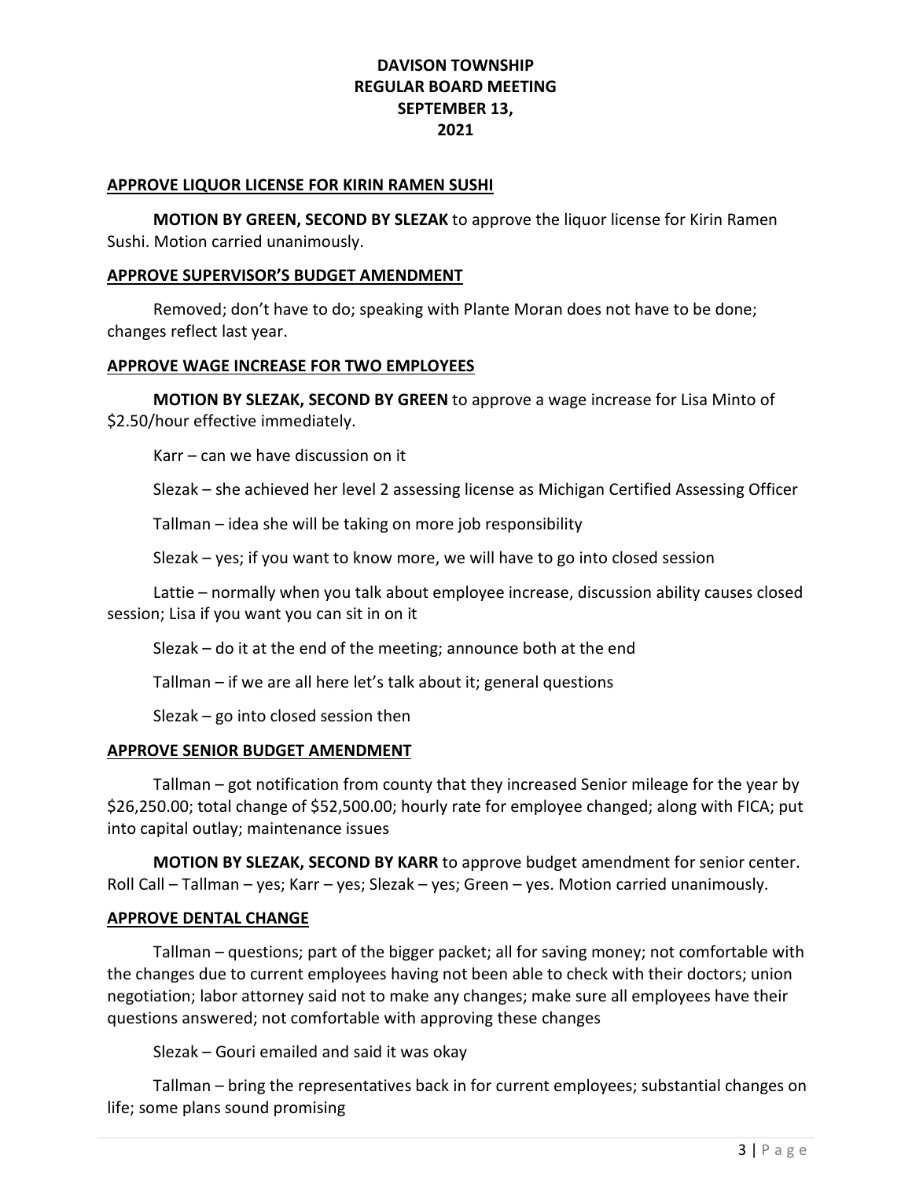**DAVISON TOWNSHIP**
**REGULAR BOARD MEETING**
**SEPTEMBER 13,**
**2021**

**APPROVE LIQUOR LICENSE FOR KIRIN RAMEN SUSHI**

**MOTION BY GREEN, SECOND BY SLEZAK** to approve the liquor license for Kirin Ramen Sushi. Motion carried unanimously.

**APPROVE SUPERVISOR'S BUDGET AMENDMENT**

Removed; don't have to do; speaking with Plante Moran does not have to be done; changes reflect last year.

**APPROVE WAGE INCREASE FOR TWO EMPLOYEES**

**MOTION BY SLEZAK, SECOND BY GREEN** to approve a wage increase for Lisa Minto of $2.50/hour effective immediately.

Karr – can we have discussion on it

Slezak – she achieved her level 2 assessing license as Michigan Certified Assessing Officer

Tallman – idea she will be taking on more job responsibility

Slezak – yes; if you want to know more, we will have to go into closed session

Lattie – normally when you talk about employee increase, discussion ability causes closed session; Lisa if you want you can sit in on it

Slezak – do it at the end of the meeting; announce both at the end

Tallman – if we are all here let's talk about it; general questions

Slezak – go into closed session then

**APPROVE SENIOR BUDGET AMENDMENT**

Tallman – got notification from county that they increased Senior mileage for the year by $26,250.00; total change of $52,500.00; hourly rate for employee changed; along with FICA; put into capital outlay; maintenance issues

**MOTION BY SLEZAK, SECOND BY KARR** to approve budget amendment for senior center. Roll Call – Tallman – yes; Karr – yes; Slezak – yes; Green – yes. Motion carried unanimously.

**APPROVE DENTAL CHANGE**

Tallman – questions; part of the bigger packet; all for saving money; not comfortable with the changes due to current employees having not been able to check with their doctors; union negotiation; labor attorney said not to make any changes; make sure all employees have their questions answered; not comfortable with approving these changes

Slezak – Gouri emailed and said it was okay

Tallman – bring the representatives back in for current employees; substantial changes on life; some plans sound promising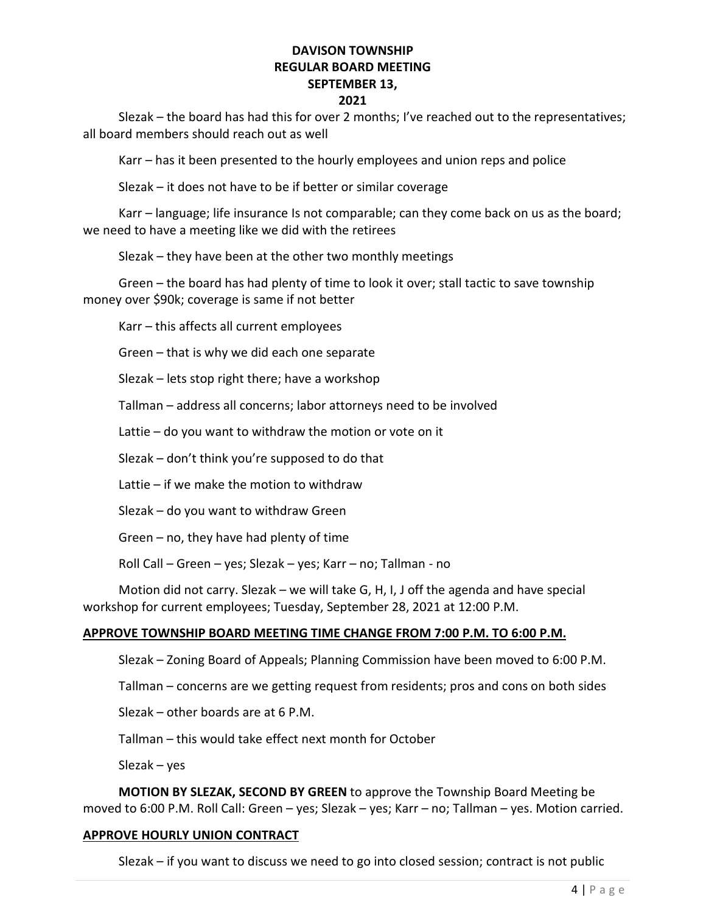Slezak – the board has had this for over 2 months; I've reached out to the representatives; all board members should reach out as well

Karr – has it been presented to the hourly employees and union reps and police

Slezak – it does not have to be if better or similar coverage

Karr – language; life insurance Is not comparable; can they come back on us as the board; we need to have a meeting like we did with the retirees

Slezak – they have been at the other two monthly meetings

Green – the board has had plenty of time to look it over; stall tactic to save township money over $90k; coverage is same if not better

Karr – this affects all current employees

Green – that is why we did each one separate

Slezak – lets stop right there; have a workshop

Tallman – address all concerns; labor attorneys need to be involved

Lattie – do you want to withdraw the motion or vote on it

Slezak – don't think you're supposed to do that

Lattie – if we make the motion to withdraw

Slezak – do you want to withdraw Green

Green – no, they have had plenty of time

Roll Call – Green – yes; Slezak – yes; Karr – no; Tallman - no

Motion did not carry. Slezak – we will take G, H, I, J off the agenda and have special workshop for current employees; Tuesday, September 28, 2021 at 12:00 P.M.

## APPROVE TOWNSHIP BOARD MEETING TIME CHANGE FROM 7:00 P.M. TO 6:00 P.M.

Slezak – Zoning Board of Appeals; Planning Commission have been moved to 6:00 P.M.

Tallman – concerns are we getting request from residents; pros and cons on both sides

Slezak – other boards are at 6 P.M.

Tallman – this would take effect next month for October

Slezak – yes

**MOTION BY SLEZAK, SECOND BY GREEN** to approve the Township Board Meeting be moved to 6:00 P.M. Roll Call: Green – yes; Slezak – yes; Karr – no; Tallman – yes. Motion carried.

## APPROVE HOURLY UNION CONTRACT

Slezak – if you want to discuss we need to go into closed session; contract is not public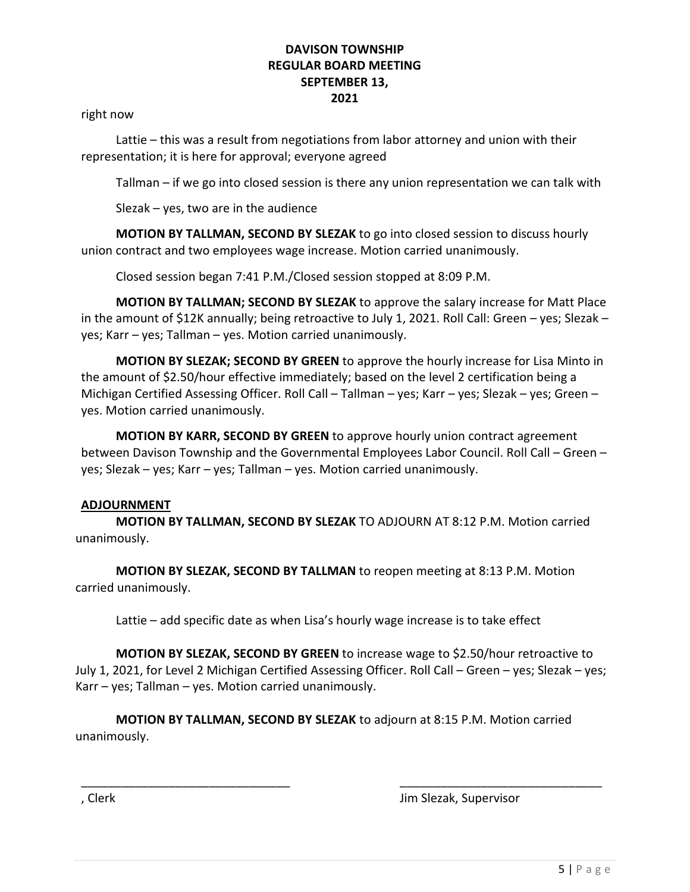right now

Lattie – this was a result from negotiations from labor attorney and union with their representation; it is here for approval; everyone agreed

Tallman – if we go into closed session is there any union representation we can talk with

Slezak – yes, two are in the audience

**MOTION BY TALLMAN, SECOND BY SLEZAK** to go into closed session to discuss hourly union contract and two employees wage increase. Motion carried unanimously.

Closed session began 7:41 P.M./Closed session stopped at 8:09 P.M.

**MOTION BY TALLMAN; SECOND BY SLEZAK** to approve the salary increase for Matt Place in the amount of $12K annually; being retroactive to July 1, 2021. Roll Call: Green – yes; Slezak – yes; Karr – yes; Tallman – yes. Motion carried unanimously.

**MOTION BY SLEZAK; SECOND BY GREEN** to approve the hourly increase for Lisa Minto in the amount of $2.50/hour effective immediately; based on the level 2 certification being a Michigan Certified Assessing Officer. Roll Call – Tallman – yes; Karr – yes; Slezak – yes; Green – yes. Motion carried unanimously.

**MOTION BY KARR, SECOND BY GREEN** to approve hourly union contract agreement between Davison Township and the Governmental Employees Labor Council. Roll Call – Green – yes; Slezak – yes; Karr – yes; Tallman – yes. Motion carried unanimously.

## ADJOURNMENT

**MOTION BY TALLMAN, SECOND BY SLEZAK** TO ADJOURN AT 8:12 P.M. Motion carried unanimously.

**MOTION BY SLEZAK, SECOND BY TALLMAN** to reopen meeting at 8:13 P.M. Motion carried unanimously.

Lattie – add specific date as when Lisa's hourly wage increase is to take effect

**MOTION BY SLEZAK, SECOND BY GREEN** to increase wage to $2.50/hour retroactive to July 1, 2021, for Level 2 Michigan Certified Assessing Officer. Roll Call – Green – yes; Slezak – yes; Karr – yes; Tallman – yes. Motion carried unanimously.

**MOTION BY TALLMAN, SECOND BY SLEZAK** to adjourn at 8:15 P.M. Motion carried unanimously.

_______________________________ , Clerk

_______________________________ Jim Slezak, Supervisor